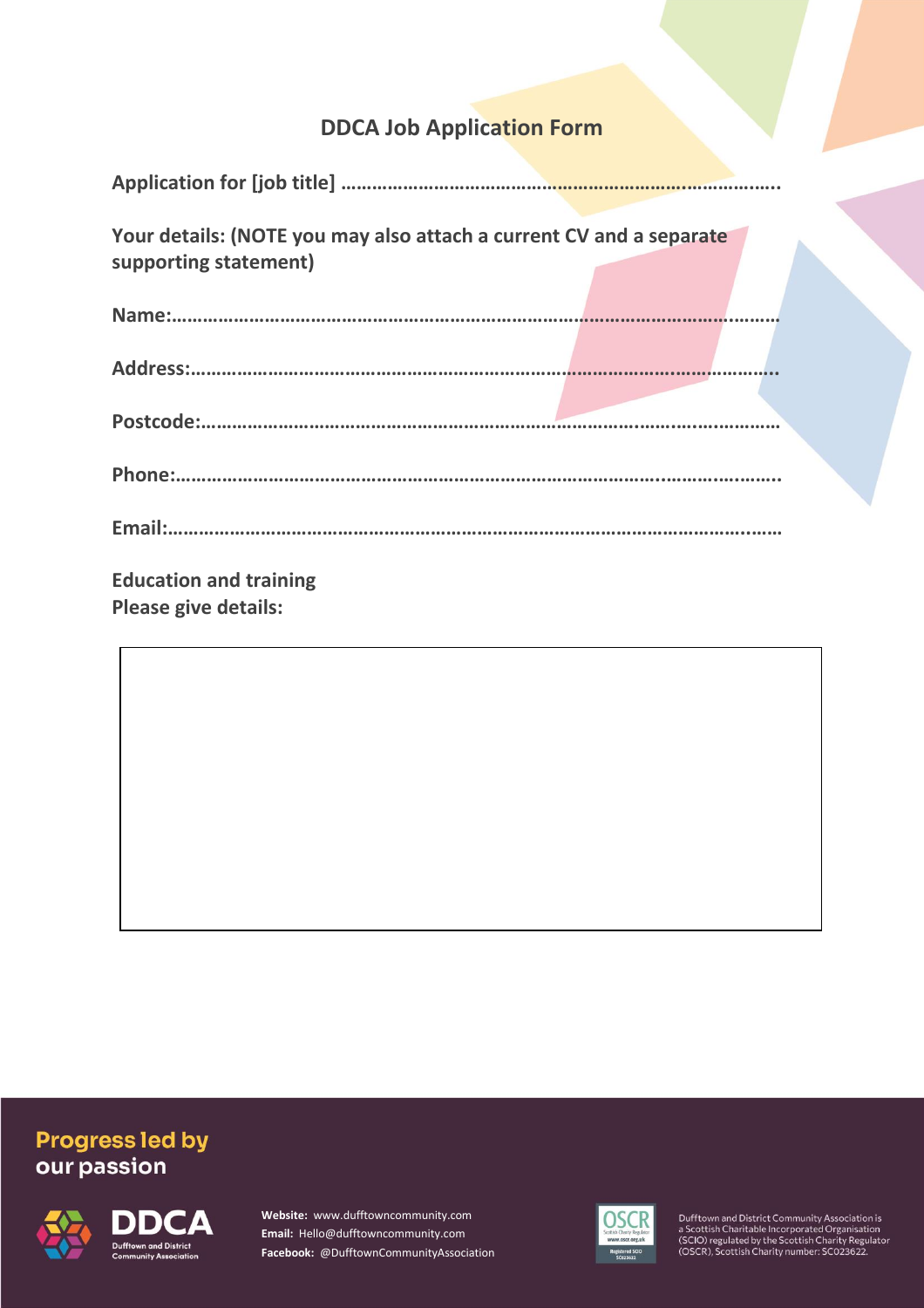## DDCA Job Application Form

**Application for [job title] ………………………………………………………………………….**

**Your details: (NOTE you may also attach a current CV and a separate supporting statement)**

**Name:………………………………………………………………………………………………………**

**Address:……………………………………………………………………………………………………**

**Postcode:…………………………………………………………………………………………………**

**Phone:………………………………………………………………………………………………………**

**Email:………………………………………………………………………………………………………**

**Education and training**
**Please give details:**

| |
|---|
| |

**Progress led by our passion**

DDCA Dufftown and District Community Association

**Website:** www.dufftowncommunity.com
**Email:** Hello@dufftowncommunity.com
**Facebook:** @DufftownCommunityAssociation

OSCR Scottish Charity Regulator www.oscr.org.uk Registered SCIO SC023622

Dufftown and District Community Association is a Scottish Charitable Incorporated Organisation (SCIO) regulated by the Scottish Charity Regulator (OSCR), Scottish Charity number: SC023622.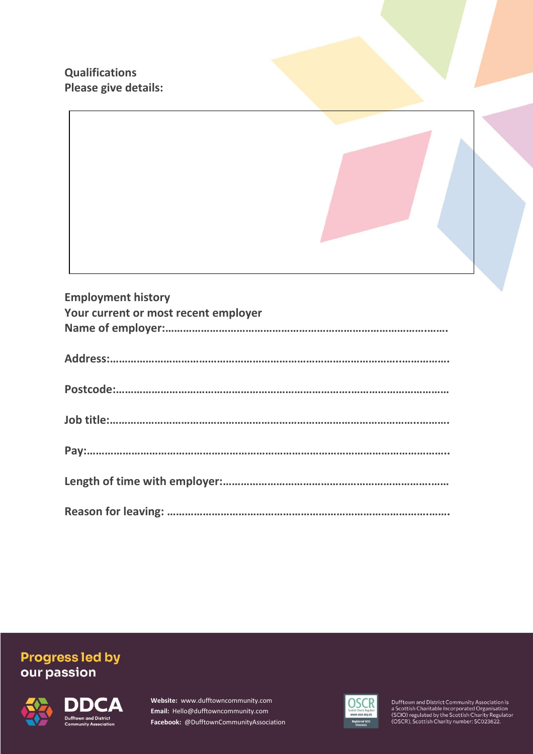**Qualifications**
**Please give details:**

**Employment history**
**Your current or most recent employer**
**Name of employer:………………………………………………………………………………….**

**Address:……………………………………………………………………………………………….**

**Postcode:……………………………………………………………………………………………..**

**Job title:……………………………………………………………………………………………….**

**Pay:……………………………………………………………………………………………………….**

**Length of time with employer:………………………………………………………………..**

**Reason for leaving: ………………………………………………………………………………….**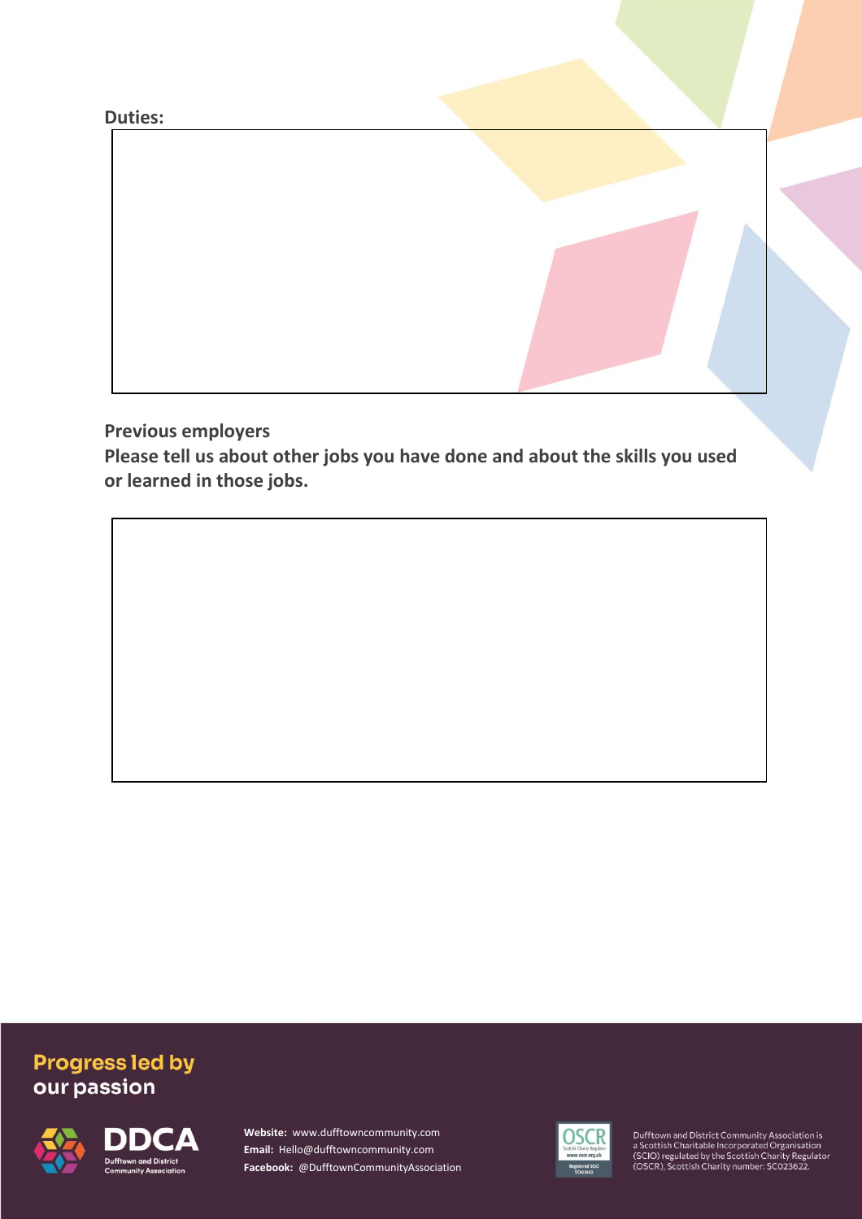**Duties:**

**Previous employers**

**Please tell us about other jobs you have done and about the skills you used or learned in those jobs.**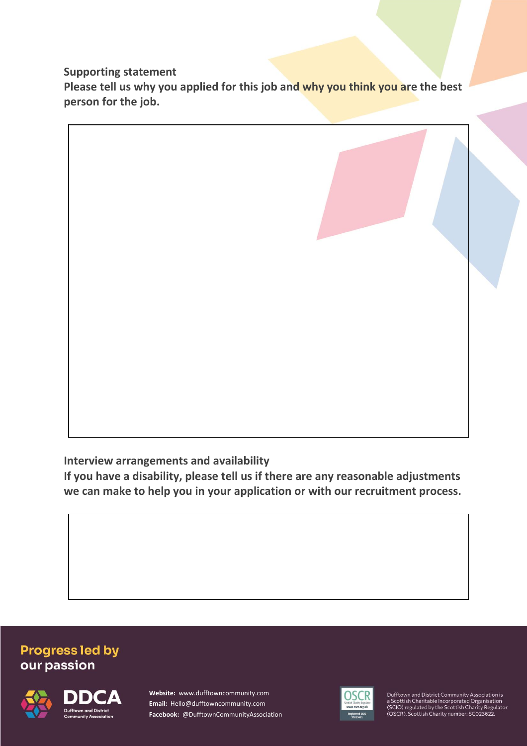**Supporting statement**

**Please tell us why you applied for this job and why you think you are the best person for the job.**

**Interview arrangements and availability**

**If you have a disability, please tell us if there are any reasonable adjustments we can make to help you in your application or with our recruitment process.**

**Progress led by our passion**

**DDCA** Dufftown and District Community Association

**Website:** www.dufftowncommunity.com
**Email:** Hello@dufftowncommunity.com
**Facebook:** @DufftownCommunityAssociation

Dufftown and District Community Association is a Scottish Charitable Incorporated Organisation (SCIO) regulated by the Scottish Charity Regulator (OSCR), Scottish Charity number: SC023622.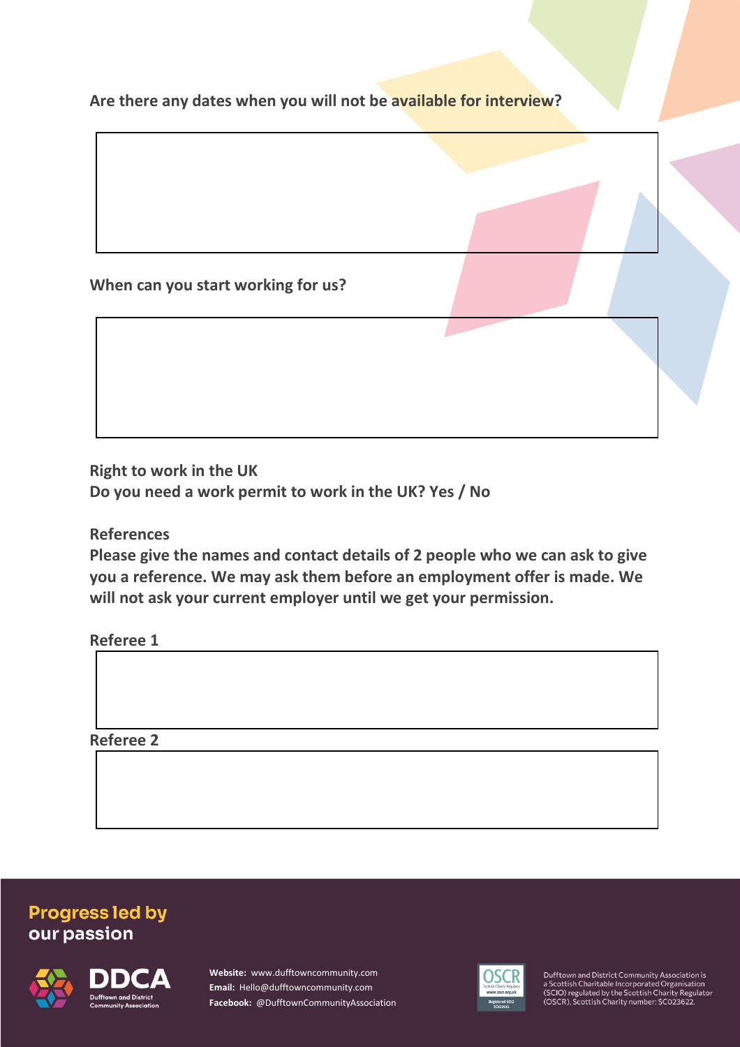**Are there any dates when you will not be available for interview?**

**When can you start working for us?**

**Right to work in the UK**
**Do you need a work permit to work in the UK? Yes / No**

**References**
**Please give the names and contact details of 2 people who we can ask to give you a reference. We may ask them before an employment offer is made. We will not ask your current employer until we get your permission.**

**Referee 1**

**Referee 2**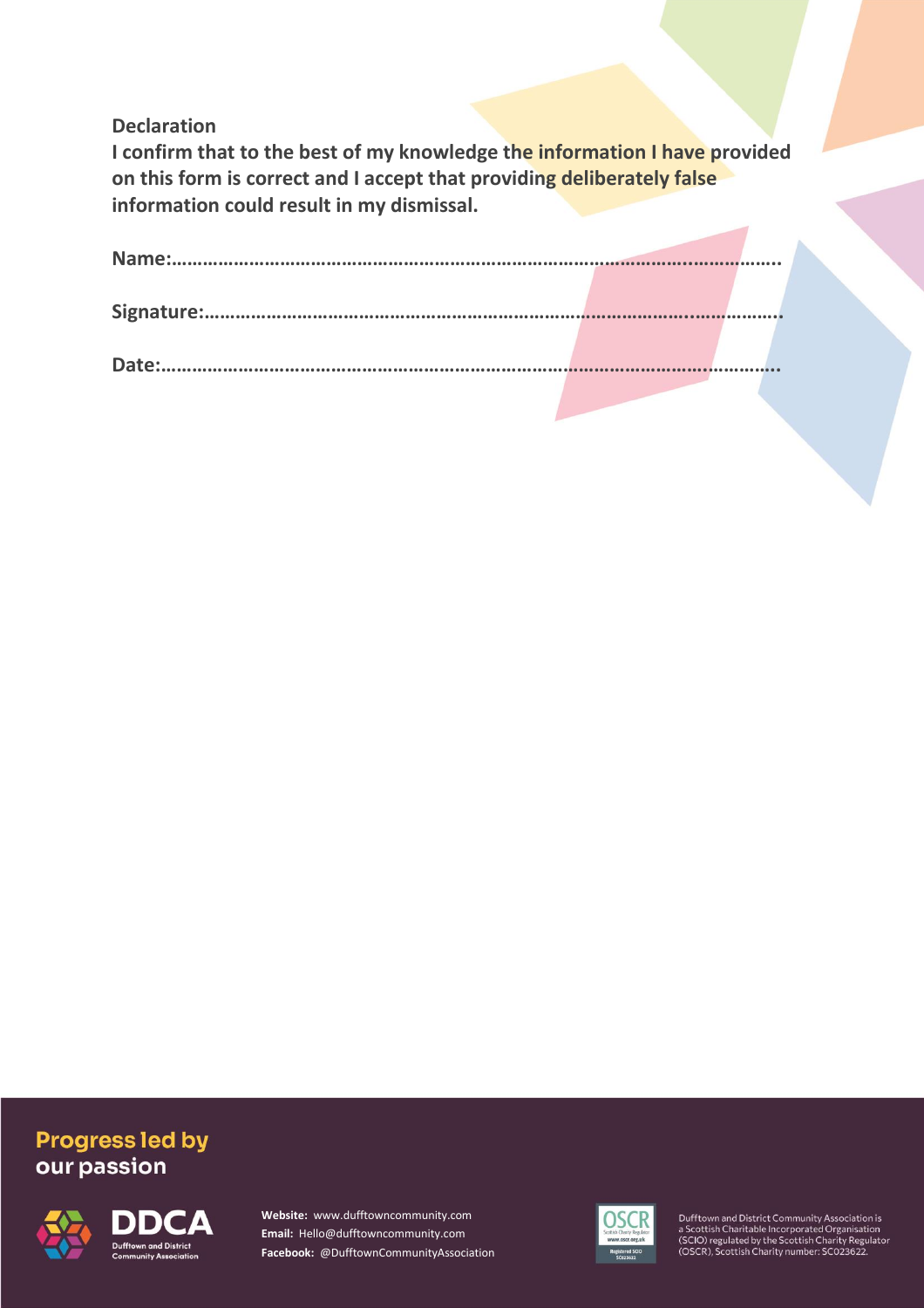**Declaration**

**I confirm that to the best of my knowledge the information I have provided on this form is correct and I accept that providing deliberately false information could result in my dismissal.**

**Name:……………………………………………………………………………………………………….**

**Signature:…………………………………………………………………………………………………..**

**Date:………………………………………………………………………………………………………….**